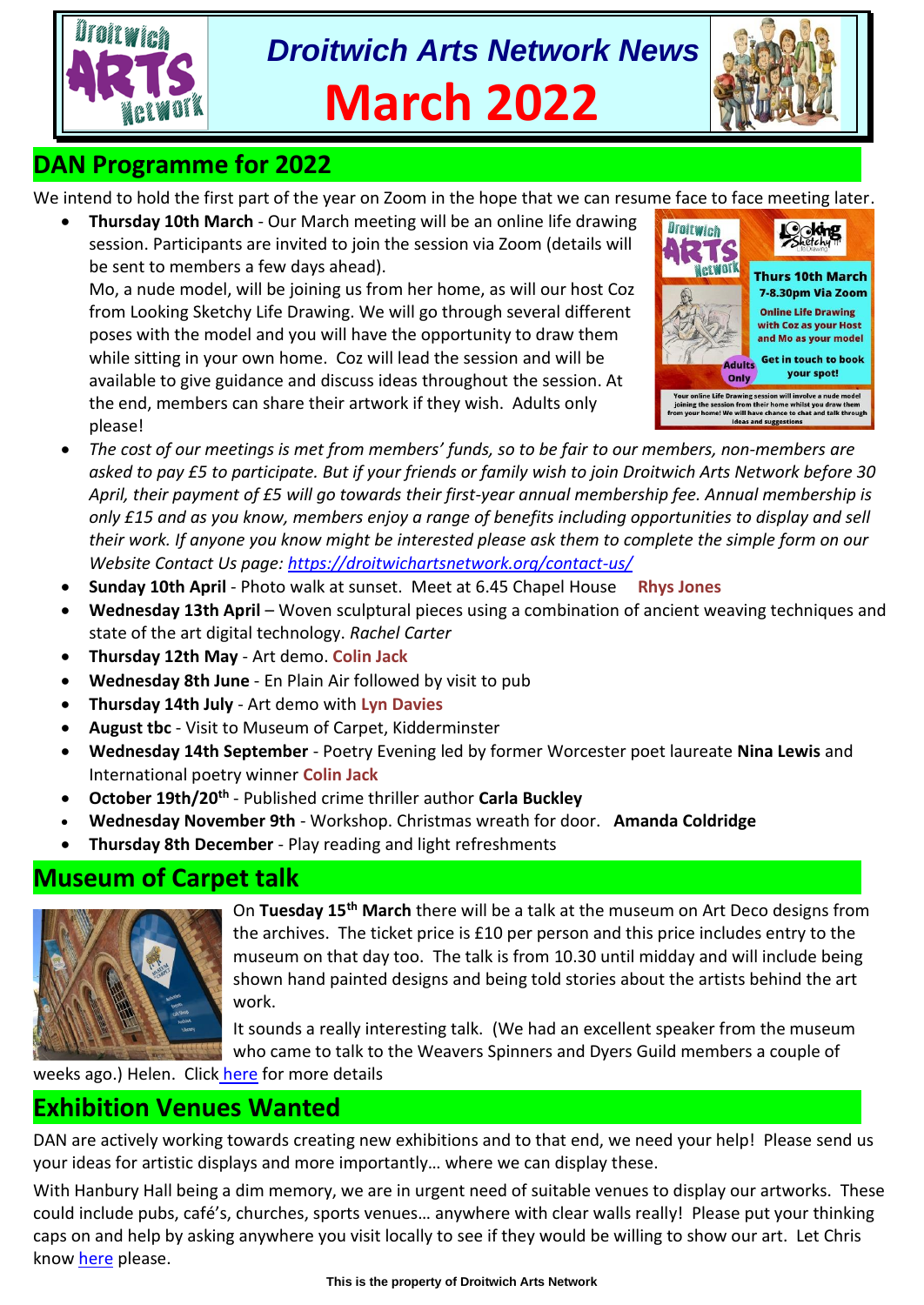# Droitwich Arts Network News

# March 2022

## DAN Programme for 2022

We intend to hold the first part of the year on Zoom in the hope that we can resume face to face meeting later.

- **Thursday 10th March** - Our March meeting will be an online life drawing session. Participants are invited to join the session via Zoom (details will be sent to members a few days ahead).
  Mo, a nude model, will be joining us from her home, as will our host Coz from Looking Sketchy Life Drawing. We will go through several different poses with the model and you will have the opportunity to draw them while sitting in your own home. Coz will lead the session and will be available to give guidance and discuss ideas throughout the session. At the end, members can share their artwork if they wish. Adults only please!
- *The cost of our meetings is met from members' funds, so to be fair to our members, non-members are asked to pay £5 to participate. But if your friends or family wish to join Droitwich Arts Network before 30 April, their payment of £5 will go towards their first-year annual membership fee. Annual membership is only £15 and as you know, members enjoy a range of benefits including opportunities to display and sell their work. If anyone you know might be interested please ask them to complete the simple form on our Website Contact Us page: https://droitwichartsnetwork.org/contact-us/*
- **Sunday 10th April** - Photo walk at sunset. Meet at 6.45 Chapel House **Rhys Jones**
- **Wednesday 13th April** – Woven sculptural pieces using a combination of ancient weaving techniques and state of the art digital technology. *Rachel Carter*
- **Thursday 12th May** - Art demo. **Colin Jack**
- **Wednesday 8th June** - En Plain Air followed by visit to pub
- **Thursday 14th July** - Art demo with **Lyn Davies**
- **August tbc** - Visit to Museum of Carpet, Kidderminster
- **Wednesday 14th September** - Poetry Evening led by former Worcester poet laureate **Nina Lewis** and International poetry winner **Colin Jack**
- **October 19th/20th** - Published crime thriller author **Carla Buckley**
- **Wednesday November 9th** - Workshop. Christmas wreath for door. **Amanda Coldridge**
- **Thursday 8th December** - Play reading and light refreshments

## Museum of Carpet talk

On **Tuesday 15th March** there will be a talk at the museum on Art Deco designs from the archives. The ticket price is £10 per person and this price includes entry to the museum on that day too. The talk is from 10.30 until midday and will include being shown hand painted designs and being told stories about the artists behind the art work.

It sounds a really interesting talk. (We had an excellent speaker from the museum who came to talk to the Weavers Spinners and Dyers Guild members a couple of weeks ago.) Helen. Click here for more details

## Exhibition Venues Wanted

DAN are actively working towards creating new exhibitions and to that end, we need your help! Please send us your ideas for artistic displays and more importantly… where we can display these.

With Hanbury Hall being a dim memory, we are in urgent need of suitable venues to display our artworks. These could include pubs, café's, churches, sports venues… anywhere with clear walls really! Please put your thinking caps on and help by asking anywhere you visit locally to see if they would be willing to show our art. Let Chris know here please.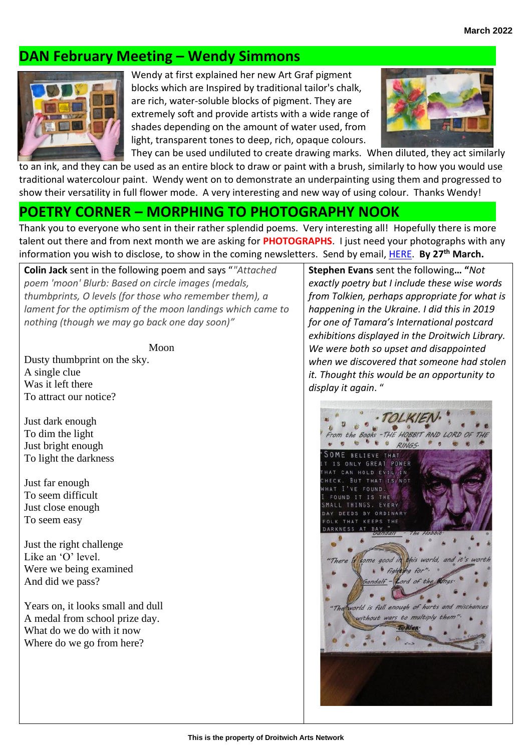## DAN February Meeting – Wendy Simmons

Wendy at first explained her new Art Graf pigment blocks which are Inspired by traditional tailor's chalk, are rich, water-soluble blocks of pigment. They are extremely soft and provide artists with a wide range of shades depending on the amount of water used, from light, transparent tones to deep, rich, opaque colours. They can be used undiluted to create drawing marks. When diluted, they act similarly to an ink, and they can be used as an entire block to draw or paint with a brush, similarly to how you would use traditional watercolour paint. Wendy went on to demonstrate an underpainting using them and progressed to show their versatility in full flower mode. A very interesting and new way of using colour. Thanks Wendy!

## POETRY CORNER – MORPHING TO PHOTOGRAPHY NOOK

Thank you to everyone who sent in their rather splendid poems. Very interesting all! Hopefully there is more talent out there and from next month we are asking for **PHOTOGRAPHS**. I just need your photographs with any information you wish to disclose, to show in the coming newsletters. Send by email, HERE. **By 27th March.**

**Colin Jack** sent in the following poem and says "*"Attached poem 'moon' Blurb: Based on circle images (medals, thumbprints, O levels (for those who remember them), a lament for the optimism of the moon landings which came to nothing (though we may go back one day soon)"*

Moon

Dusty thumbprint on the sky.
A single clue
Was it left there
To attract our notice?

Just dark enough
To dim the light
Just bright enough
To light the darkness

Just far enough
To seem difficult
Just close enough
To seem easy

Just the right challenge
Like an 'O' level.
Were we being examined
And did we pass?

Years on, it looks small and dull
A medal from school prize day.
What do we do with it now
Where do we go from here?

**Stephen Evans** sent the following… **"***Not exactly poetry but I include these wise words from Tolkien, perhaps appropriate for what is happening in the Ukraine. I did this in 2019 for one of Tamara's International postcard exhibitions displayed in the Droitwich Library. We were both so upset and disappointed when we discovered that someone had stolen it. Thought this would be an opportunity to display it again.* "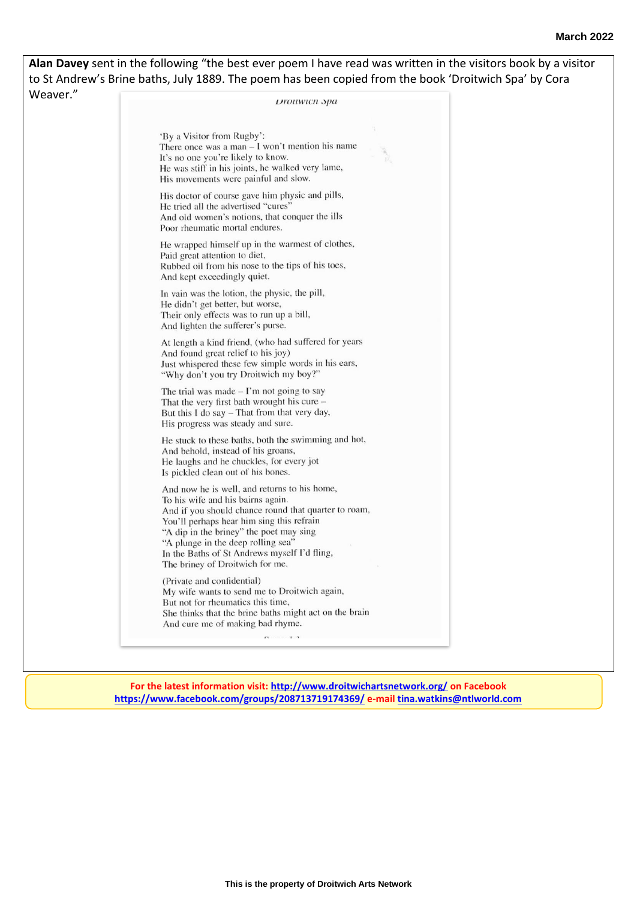**Alan Davey** sent in the following "the best ever poem I have read was written in the visitors book by a visitor to St Andrew's Brine baths, July 1889. The poem has been copied from the book 'Droitwich Spa' by Cora Weaver."

*Droitwich Spa*

'By a Visitor from Rugby':
There once was a man – I won't mention his name
It's no one you're likely to know.
He was stiff in his joints, he walked very lame,
His movements were painful and slow.

His doctor of course gave him physic and pills,
He tried all the advertised "cures"
And old women's notions, that conquer the ills
Poor rheumatic mortal endures.

He wrapped himself up in the warmest of clothes,
Paid great attention to diet,
Rubbed oil from his nose to the tips of his toes,
And kept exceedingly quiet.

In vain was the lotion, the physic, the pill,
He didn't get better, but worse,
Their only effects was to run up a bill,
And lighten the sufferer's purse.

At length a kind friend, (who had suffered for years
And found great relief to his joy)
Just whispered these few simple words in his ears,
"Why don't you try Droitwich my boy?"

The trial was made – I'm not going to say
That the very first bath wrought his cure –
But this I do say – That from that very day,
His progress was steady and sure.

He stuck to these baths, both the swimming and hot,
And behold, instead of his groans,
He laughs and he chuckles, for every jot
Is pickled clean out of his bones.

And now he is well, and returns to his home,
To his wife and his bairns again.
And if you should chance round that quarter to roam,
You'll perhaps hear him sing this refrain
"A dip in the briney" the poet may sing
"A plunge in the deep rolling sea"
In the Baths of St Andrews myself I'd fling,
The briney of Droitwich for me.

(Private and confidential)
My wife wants to send me to Droitwich again,
But not for rheumatics this time,
She thinks that the brine baths might act on the brain
And cure me of making bad rhyme.

For the latest information visit: http://www.droitwichartsnetwork.org/ on Facebook https://www.facebook.com/groups/208713719174369/ e-mail tina.watkins@ntlworld.com